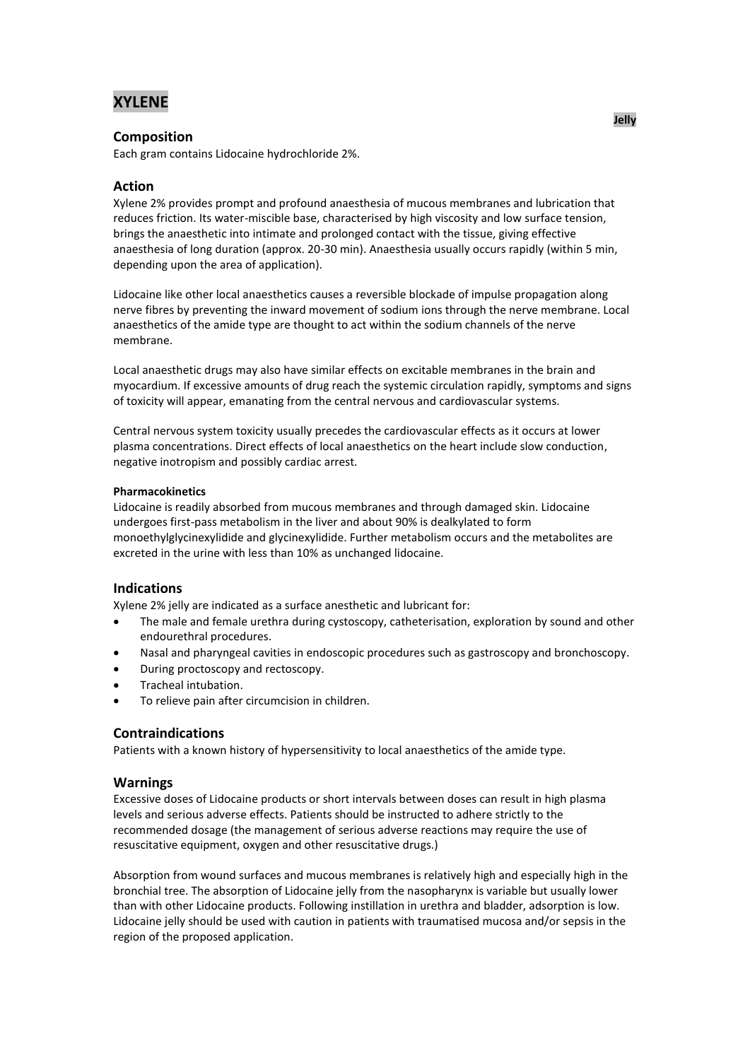# XYLENE

**Jelly**

## Composition

Each gram contains Lidocaine hydrochloride 2%.

## Action

Xylene 2% provides prompt and profound anaesthesia of mucous membranes and lubrication that reduces friction. Its water-miscible base, characterised by high viscosity and low surface tension, brings the anaesthetic into intimate and prolonged contact with the tissue, giving effective anaesthesia of long duration (approx. 20-30 min). Anaesthesia usually occurs rapidly (within 5 min, depending upon the area of application).

Lidocaine like other local anaesthetics causes a reversible blockade of impulse propagation along nerve fibres by preventing the inward movement of sodium ions through the nerve membrane. Local anaesthetics of the amide type are thought to act within the sodium channels of the nerve membrane.

Local anaesthetic drugs may also have similar effects on excitable membranes in the brain and myocardium. If excessive amounts of drug reach the systemic circulation rapidly, symptoms and signs of toxicity will appear, emanating from the central nervous and cardiovascular systems.

Central nervous system toxicity usually precedes the cardiovascular effects as it occurs at lower plasma concentrations. Direct effects of local anaesthetics on the heart include slow conduction, negative inotropism and possibly cardiac arrest.

#### Pharmacokinetics

Lidocaine is readily absorbed from mucous membranes and through damaged skin. Lidocaine undergoes first-pass metabolism in the liver and about 90% is dealkylated to form monoethylglycinexylidide and glycinexylidide. Further metabolism occurs and the metabolites are excreted in the urine with less than 10% as unchanged lidocaine.

## Indications

Xylene 2% jelly are indicated as a surface anesthetic and lubricant for:

- The male and female urethra during cystoscopy, catheterisation, exploration by sound and other endourethral procedures.
- Nasal and pharyngeal cavities in endoscopic procedures such as gastroscopy and bronchoscopy.
- During proctoscopy and rectoscopy.
- Tracheal intubation.
- To relieve pain after circumcision in children.

## Contraindications

Patients with a known history of hypersensitivity to local anaesthetics of the amide type.

## Warnings

Excessive doses of Lidocaine products or short intervals between doses can result in high plasma levels and serious adverse effects. Patients should be instructed to adhere strictly to the recommended dosage (the management of serious adverse reactions may require the use of resuscitative equipment, oxygen and other resuscitative drugs.)

Absorption from wound surfaces and mucous membranes is relatively high and especially high in the bronchial tree. The absorption of Lidocaine jelly from the nasopharynx is variable but usually lower than with other Lidocaine products. Following instillation in urethra and bladder, adsorption is low. Lidocaine jelly should be used with caution in patients with traumatised mucosa and/or sepsis in the region of the proposed application.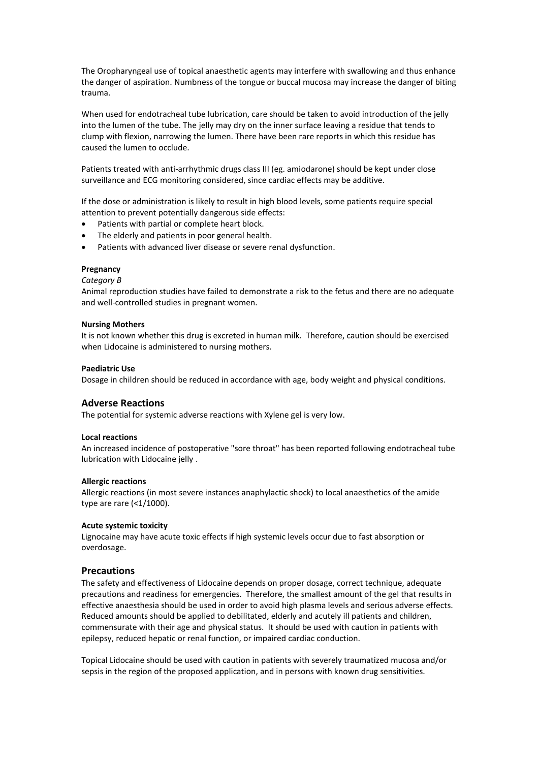The Oropharyngeal use of topical anaesthetic agents may interfere with swallowing and thus enhance the danger of aspiration. Numbness of the tongue or buccal mucosa may increase the danger of biting trauma.

When used for endotracheal tube lubrication, care should be taken to avoid introduction of the jelly into the lumen of the tube. The jelly may dry on the inner surface leaving a residue that tends to clump with flexion, narrowing the lumen. There have been rare reports in which this residue has caused the lumen to occlude.

Patients treated with anti-arrhythmic drugs class III (eg. amiodarone) should be kept under close surveillance and ECG monitoring considered, since cardiac effects may be additive.

If the dose or administration is likely to result in high blood levels, some patients require special attention to prevent potentially dangerous side effects:

- Patients with partial or complete heart block.
- The elderly and patients in poor general health.
- Patients with advanced liver disease or severe renal dysfunction.

**Pregnancy**

*Category B*

Animal reproduction studies have failed to demonstrate a risk to the fetus and there are no adequate and well-controlled studies in pregnant women.

**Nursing Mothers**

It is not known whether this drug is excreted in human milk. Therefore, caution should be exercised when Lidocaine is administered to nursing mothers.

**Paediatric Use**

Dosage in children should be reduced in accordance with age, body weight and physical conditions.

## Adverse Reactions

The potential for systemic adverse reactions with Xylene gel is very low.

**Local reactions**

An increased incidence of postoperative "sore throat" has been reported following endotracheal tube lubrication with Lidocaine jelly .

**Allergic reactions**

Allergic reactions (in most severe instances anaphylactic shock) to local anaesthetics of the amide type are rare (<1/1000).

**Acute systemic toxicity**

Lignocaine may have acute toxic effects if high systemic levels occur due to fast absorption or overdosage.

## Precautions

The safety and effectiveness of Lidocaine depends on proper dosage, correct technique, adequate precautions and readiness for emergencies. Therefore, the smallest amount of the gel that results in effective anaesthesia should be used in order to avoid high plasma levels and serious adverse effects. Reduced amounts should be applied to debilitated, elderly and acutely ill patients and children, commensurate with their age and physical status. It should be used with caution in patients with epilepsy, reduced hepatic or renal function, or impaired cardiac conduction.

Topical Lidocaine should be used with caution in patients with severely traumatized mucosa and/or sepsis in the region of the proposed application, and in persons with known drug sensitivities.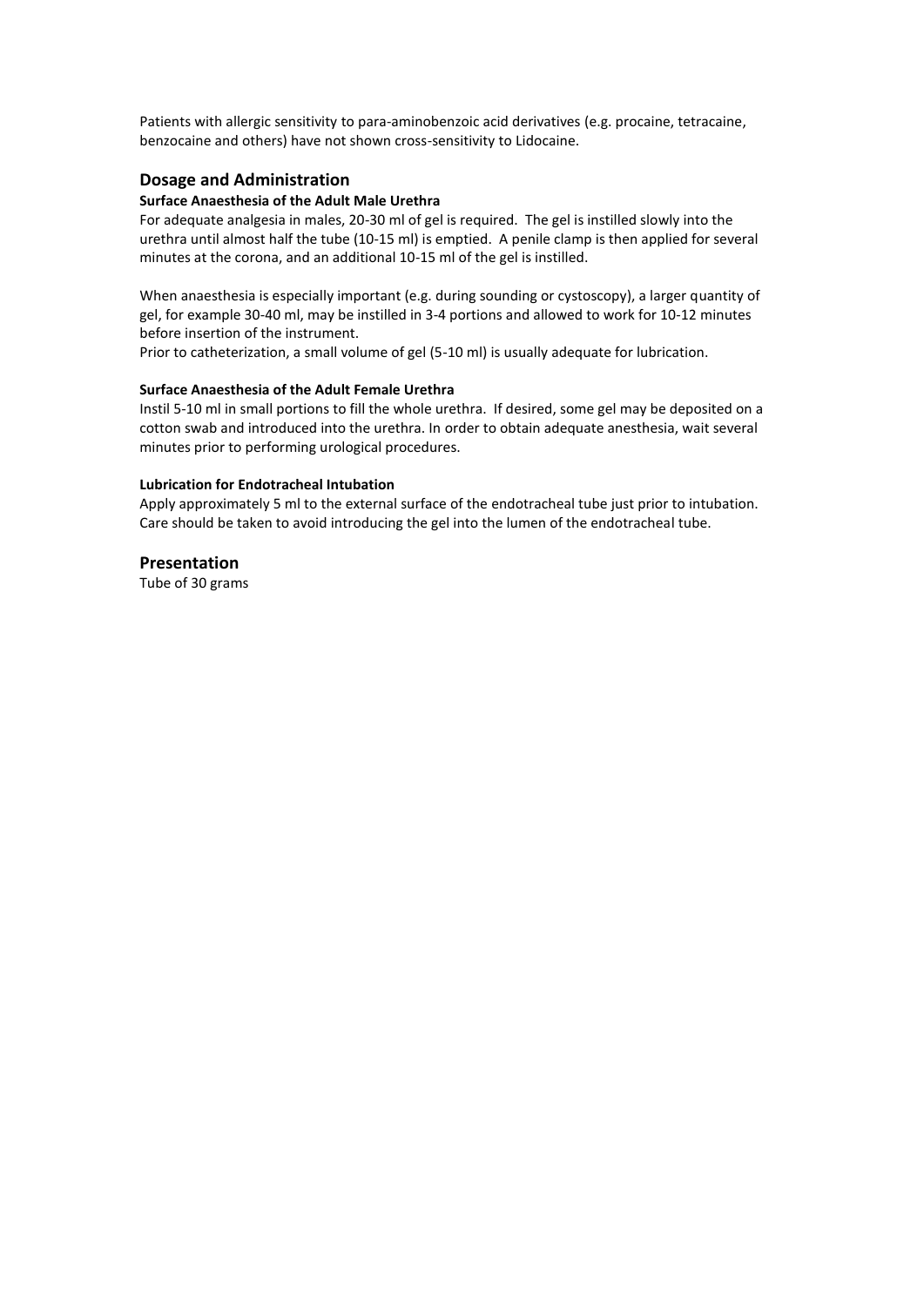Patients with allergic sensitivity to para-aminobenzoic acid derivatives (e.g. procaine, tetracaine, benzocaine and others) have not shown cross-sensitivity to Lidocaine.

## Dosage and Administration

**Surface Anaesthesia of the Adult Male Urethra**

For adequate analgesia in males, 20-30 ml of gel is required. The gel is instilled slowly into the urethra until almost half the tube (10-15 ml) is emptied. A penile clamp is then applied for several minutes at the corona, and an additional 10-15 ml of the gel is instilled.

When anaesthesia is especially important (e.g. during sounding or cystoscopy), a larger quantity of gel, for example 30-40 ml, may be instilled in 3-4 portions and allowed to work for 10-12 minutes before insertion of the instrument.

Prior to catheterization, a small volume of gel (5-10 ml) is usually adequate for lubrication.

**Surface Anaesthesia of the Adult Female Urethra**

Instil 5-10 ml in small portions to fill the whole urethra. If desired, some gel may be deposited on a cotton swab and introduced into the urethra. In order to obtain adequate anesthesia, wait several minutes prior to performing urological procedures.

**Lubrication for Endotracheal Intubation**

Apply approximately 5 ml to the external surface of the endotracheal tube just prior to intubation. Care should be taken to avoid introducing the gel into the lumen of the endotracheal tube.

## Presentation

Tube of 30 grams